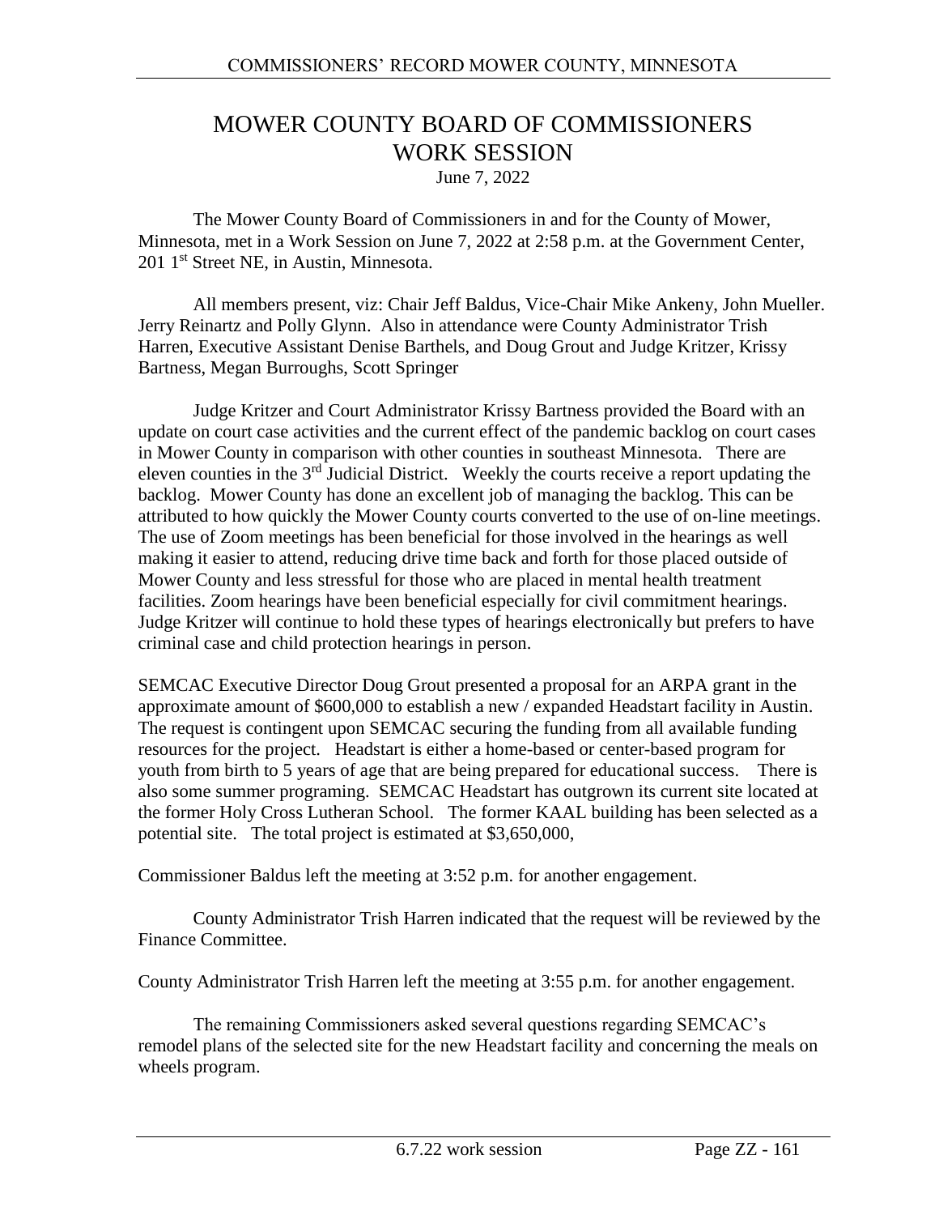# MOWER COUNTY BOARD OF COMMISSIONERS WORK SESSION

June 7, 2022

The Mower County Board of Commissioners in and for the County of Mower, Minnesota, met in a Work Session on June 7, 2022 at 2:58 p.m. at the Government Center, 201 1st Street NE, in Austin, Minnesota.

All members present, viz: Chair Jeff Baldus, Vice-Chair Mike Ankeny, John Mueller. Jerry Reinartz and Polly Glynn. Also in attendance were County Administrator Trish Harren, Executive Assistant Denise Barthels, and Doug Grout and Judge Kritzer, Krissy Bartness, Megan Burroughs, Scott Springer

Judge Kritzer and Court Administrator Krissy Bartness provided the Board with an update on court case activities and the current effect of the pandemic backlog on court cases in Mower County in comparison with other counties in southeast Minnesota. There are eleven counties in the 3rd Judicial District. Weekly the courts receive a report updating the backlog. Mower County has done an excellent job of managing the backlog. This can be attributed to how quickly the Mower County courts converted to the use of on-line meetings. The use of Zoom meetings has been beneficial for those involved in the hearings as well making it easier to attend, reducing drive time back and forth for those placed outside of Mower County and less stressful for those who are placed in mental health treatment facilities. Zoom hearings have been beneficial especially for civil commitment hearings. Judge Kritzer will continue to hold these types of hearings electronically but prefers to have criminal case and child protection hearings in person.

SEMCAC Executive Director Doug Grout presented a proposal for an ARPA grant in the approximate amount of $600,000 to establish a new / expanded Headstart facility in Austin. The request is contingent upon SEMCAC securing the funding from all available funding resources for the project. Headstart is either a home-based or center-based program for youth from birth to 5 years of age that are being prepared for educational success. There is also some summer programing. SEMCAC Headstart has outgrown its current site located at the former Holy Cross Lutheran School. The former KAAL building has been selected as a potential site. The total project is estimated at $3,650,000,

Commissioner Baldus left the meeting at 3:52 p.m. for another engagement.

County Administrator Trish Harren indicated that the request will be reviewed by the Finance Committee.

County Administrator Trish Harren left the meeting at 3:55 p.m. for another engagement.

The remaining Commissioners asked several questions regarding SEMCAC's remodel plans of the selected site for the new Headstart facility and concerning the meals on wheels program.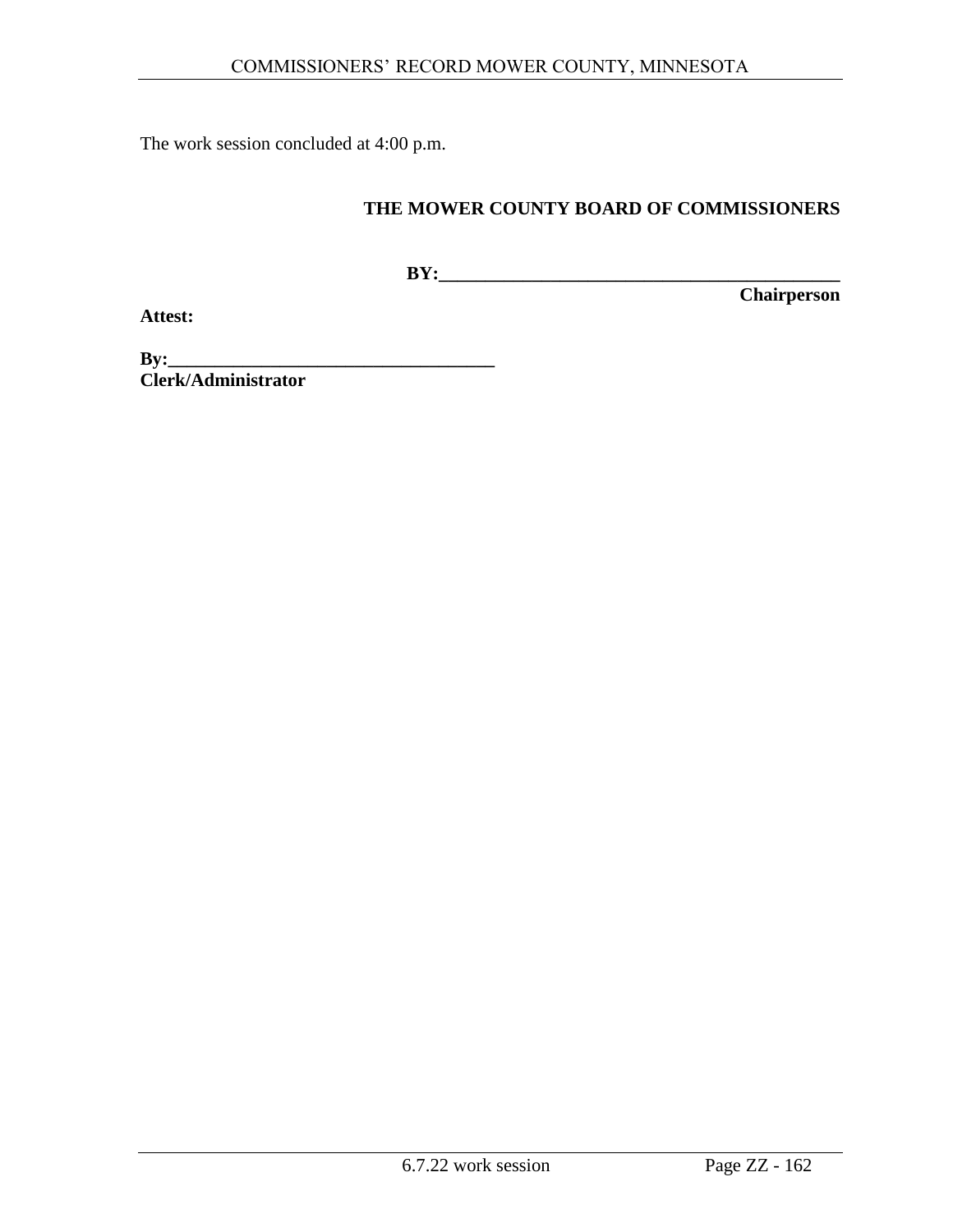The work session concluded at 4:00 p.m.

**THE MOWER COUNTY BOARD OF COMMISSIONERS**

**BY:\_\_\_\_\_\_\_\_\_\_\_\_\_\_\_\_\_\_\_\_\_\_\_\_\_\_\_\_\_\_\_\_\_\_\_\_\_\_\_\_\_\_\_\_\_**
**Chairperson**

**Attest:**

**By:\_\_\_\_\_\_\_\_\_\_\_\_\_\_\_\_\_\_\_\_\_\_\_\_\_\_\_\_\_\_\_\_\_\_\_\_**
**Clerk/Administrator**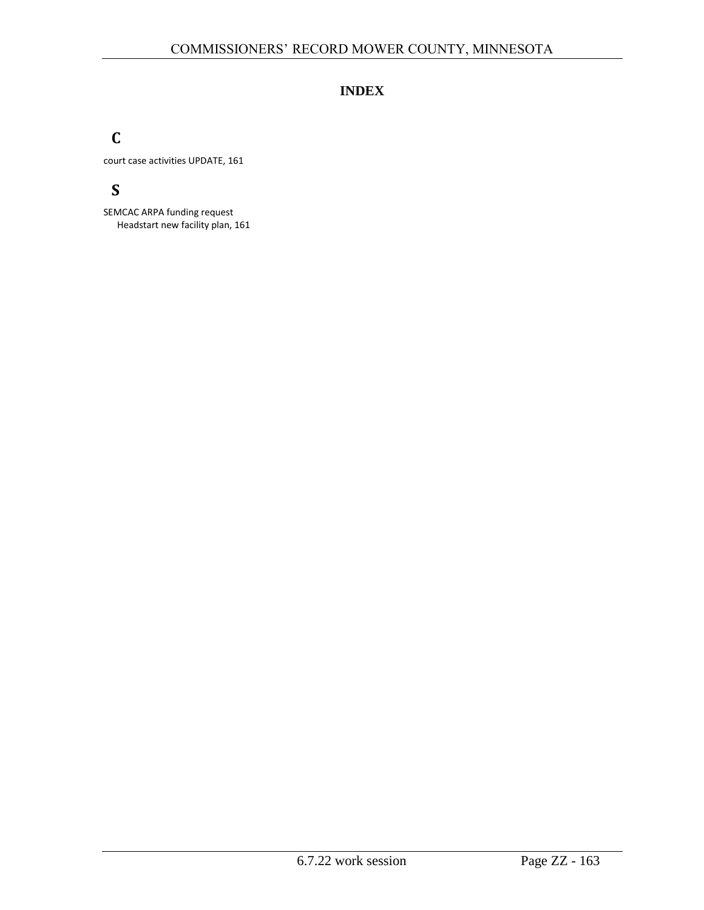# INDEX

## C

court case activities UPDATE, 161

## S

SEMCAC ARPA funding request
  Headstart new facility plan, 161